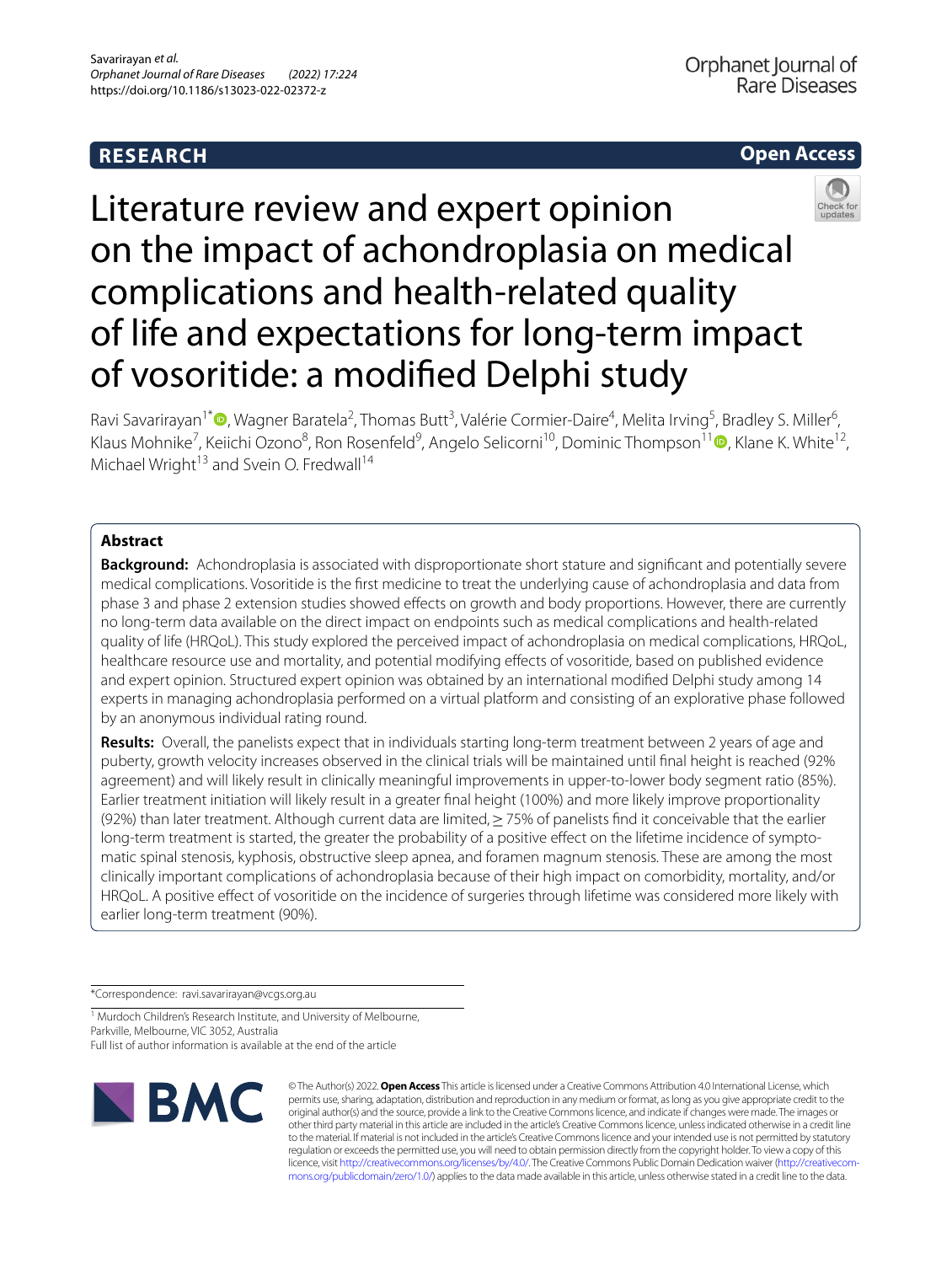# Literature review and expert opinion on the impact of achondroplasia on medical complications and health-related quality of life and expectations for long-term impact of vosoritide: a modified Delphi study

Ravi Savarirayan[1*], Wagner Baratela[2], Thomas Butt[3], Valérie Cormier-Daire[4], Melita Irving[5], Bradley S. Miller[6], Klaus Mohnike[7], Keiichi Ozono[8], Ron Rosenfeld[9], Angelo Selicorni[10], Dominic Thompson[11], Klane K. White[12], Michael Wright[13] and Svein O. Fredwall[14]

## Abstract

**Background:** Achondroplasia is associated with disproportionate short stature and significant and potentially severe medical complications. Vosoritide is the first medicine to treat the underlying cause of achondroplasia and data from phase 3 and phase 2 extension studies showed effects on growth and body proportions. However, there are currently no long-term data available on the direct impact on endpoints such as medical complications and health-related quality of life (HRQoL). This study explored the perceived impact of achondroplasia on medical complications, HRQoL, healthcare resource use and mortality, and potential modifying effects of vosoritide, based on published evidence and expert opinion. Structured expert opinion was obtained by an international modified Delphi study among 14 experts in managing achondroplasia performed on a virtual platform and consisting of an explorative phase followed by an anonymous individual rating round.

**Results:** Overall, the panelists expect that in individuals starting long-term treatment between 2 years of age and puberty, growth velocity increases observed in the clinical trials will be maintained until final height is reached (92% agreement) and will likely result in clinically meaningful improvements in upper-to-lower body segment ratio (85%). Earlier treatment initiation will likely result in a greater final height (100%) and more likely improve proportionality (92%) than later treatment. Although current data are limited, ≥ 75% of panelists find it conceivable that the earlier long-term treatment is started, the greater the probability of a positive effect on the lifetime incidence of symptomatic spinal stenosis, kyphosis, obstructive sleep apnea, and foramen magnum stenosis. These are among the most clinically important complications of achondroplasia because of their high impact on comorbidity, mortality, and/or HRQoL. A positive effect of vosoritide on the incidence of surgeries through lifetime was considered more likely with earlier long-term treatment (90%).

*Correspondence: ravi.savarirayan@vcgs.org.au

[1] Murdoch Children's Research Institute, and University of Melbourne, Parkville, Melbourne, VIC 3052, Australia

Full list of author information is available at the end of the article

© The Author(s) 2022. **Open Access** This article is licensed under a Creative Commons Attribution 4.0 International License, which permits use, sharing, adaptation, distribution and reproduction in any medium or format, as long as you give appropriate credit to the original author(s) and the source, provide a link to the Creative Commons licence, and indicate if changes were made. The images or other third party material in this article are included in the article's Creative Commons licence, unless indicated otherwise in a credit line to the material. If material is not included in the article's Creative Commons licence and your intended use is not permitted by statutory regulation or exceeds the permitted use, you will need to obtain permission directly from the copyright holder. To view a copy of this licence, visit http://creativecommons.org/licenses/by/4.0/. The Creative Commons Public Domain Dedication waiver (http://creativecommons.org/publicdomain/zero/1.0/) applies to the data made available in this article, unless otherwise stated in a credit line to the data.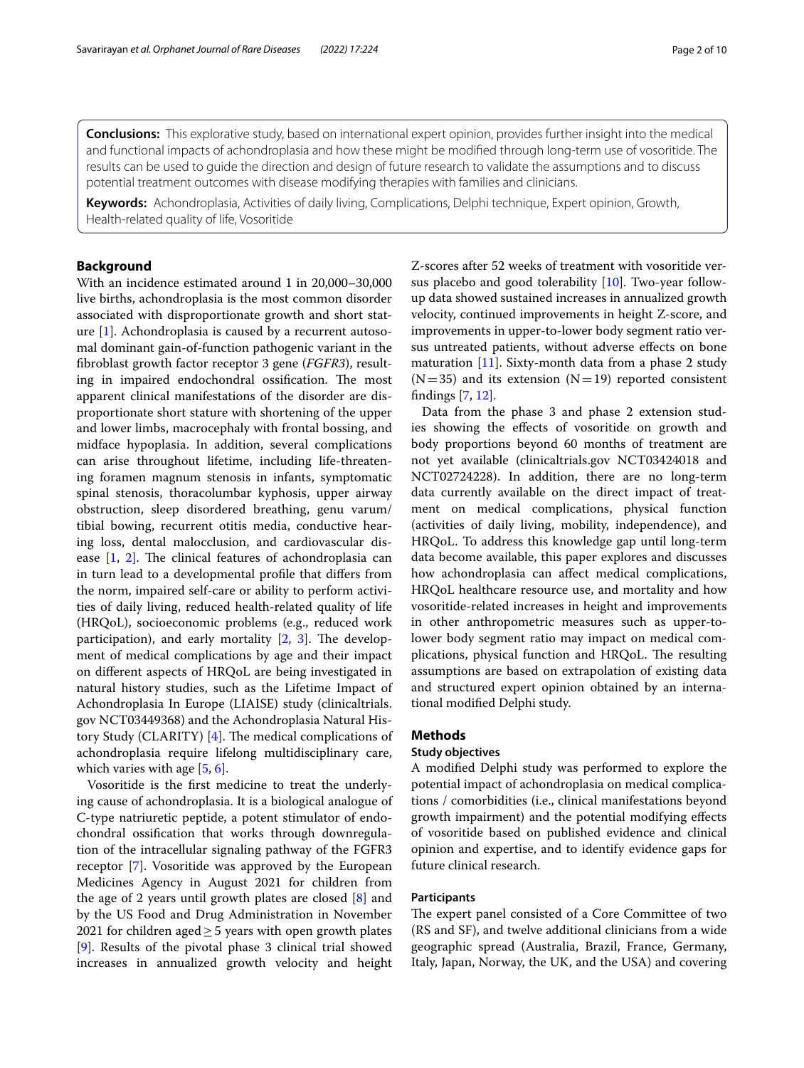**Conclusions:** This explorative study, based on international expert opinion, provides further insight into the medical and functional impacts of achondroplasia and how these might be modified through long-term use of vosoritide. The results can be used to guide the direction and design of future research to validate the assumptions and to discuss potential treatment outcomes with disease modifying therapies with families and clinicians.

**Keywords:** Achondroplasia, Activities of daily living, Complications, Delphi technique, Expert opinion, Growth, Health-related quality of life, Vosoritide

## Background

With an incidence estimated around 1 in 20,000–30,000 live births, achondroplasia is the most common disorder associated with disproportionate growth and short stature [1]. Achondroplasia is caused by a recurrent autosomal dominant gain-of-function pathogenic variant in the fibroblast growth factor receptor 3 gene (*FGFR3*), resulting in impaired endochondral ossification. The most apparent clinical manifestations of the disorder are disproportionate short stature with shortening of the upper and lower limbs, macrocephaly with frontal bossing, and midface hypoplasia. In addition, several complications can arise throughout lifetime, including life-threatening foramen magnum stenosis in infants, symptomatic spinal stenosis, thoracolumbar kyphosis, upper airway obstruction, sleep disordered breathing, genu varum/tibial bowing, recurrent otitis media, conductive hearing loss, dental malocclusion, and cardiovascular disease [1, 2]. The clinical features of achondroplasia can in turn lead to a developmental profile that differs from the norm, impaired self-care or ability to perform activities of daily living, reduced health-related quality of life (HRQoL), socioeconomic problems (e.g., reduced work participation), and early mortality [2, 3]. The development of medical complications by age and their impact on different aspects of HRQoL are being investigated in natural history studies, such as the Lifetime Impact of Achondroplasia In Europe (LIAISE) study (clinicaltrials.gov NCT03449368) and the Achondroplasia Natural History Study (CLARITY) [4]. The medical complications of achondroplasia require lifelong multidisciplinary care, which varies with age [5, 6].

Vosoritide is the first medicine to treat the underlying cause of achondroplasia. It is a biological analogue of C-type natriuretic peptide, a potent stimulator of endochondral ossification that works through downregulation of the intracellular signaling pathway of the FGFR3 receptor [7]. Vosoritide was approved by the European Medicines Agency in August 2021 for children from the age of 2 years until growth plates are closed [8] and by the US Food and Drug Administration in November 2021 for children aged ≥ 5 years with open growth plates [9]. Results of the pivotal phase 3 clinical trial showed increases in annualized growth velocity and height Z-scores after 52 weeks of treatment with vosoritide versus placebo and good tolerability [10]. Two-year follow-up data showed sustained increases in annualized growth velocity, continued improvements in height Z-score, and improvements in upper-to-lower body segment ratio versus untreated patients, without adverse effects on bone maturation [11]. Sixty-month data from a phase 2 study (N = 35) and its extension (N = 19) reported consistent findings [7, 12].

Data from the phase 3 and phase 2 extension studies showing the effects of vosoritide on growth and body proportions beyond 60 months of treatment are not yet available (clinicaltrials.gov NCT03424018 and NCT02724228). In addition, there are no long-term data currently available on the direct impact of treatment on medical complications, physical function (activities of daily living, mobility, independence), and HRQoL. To address this knowledge gap until long-term data become available, this paper explores and discusses how achondroplasia can affect medical complications, HRQoL healthcare resource use, and mortality and how vosoritide-related increases in height and improvements in other anthropometric measures such as upper-to-lower body segment ratio may impact on medical complications, physical function and HRQoL. The resulting assumptions are based on extrapolation of existing data and structured expert opinion obtained by an international modified Delphi study.

## Methods

### Study objectives

A modified Delphi study was performed to explore the potential impact of achondroplasia on medical complications / comorbidities (i.e., clinical manifestations beyond growth impairment) and the potential modifying effects of vosoritide based on published evidence and clinical opinion and expertise, and to identify evidence gaps for future clinical research.

### Participants

The expert panel consisted of a Core Committee of two (RS and SF), and twelve additional clinicians from a wide geographic spread (Australia, Brazil, France, Germany, Italy, Japan, Norway, the UK, and the USA) and covering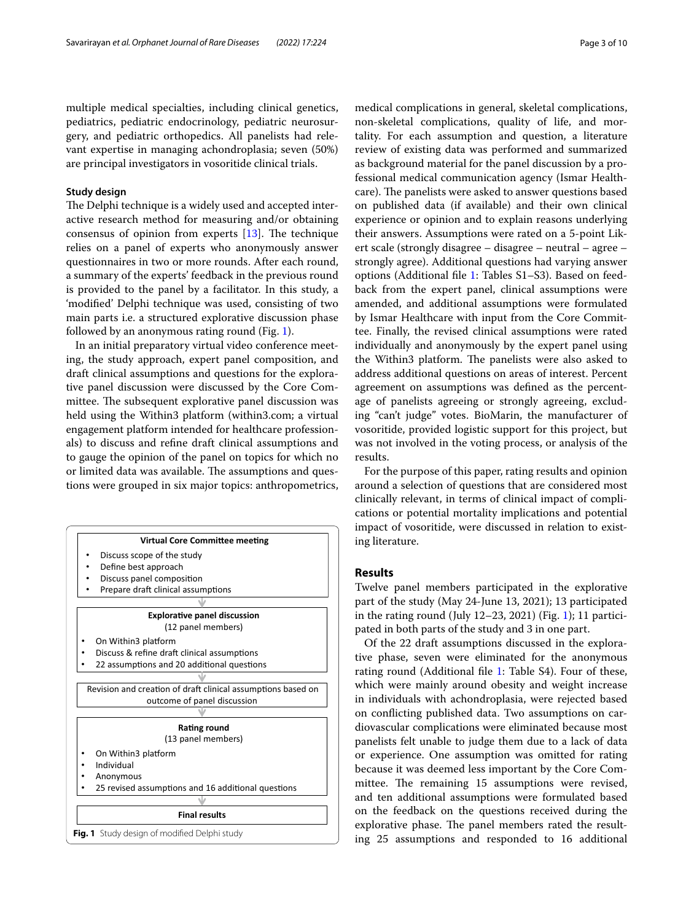multiple medical specialties, including clinical genetics, pediatrics, pediatric endocrinology, pediatric neurosurgery, and pediatric orthopedics. All panelists had relevant expertise in managing achondroplasia; seven (50%) are principal investigators in vosoritide clinical trials.

### Study design

The Delphi technique is a widely used and accepted interactive research method for measuring and/or obtaining consensus of opinion from experts [13]. The technique relies on a panel of experts who anonymously answer questionnaires in two or more rounds. After each round, a summary of the experts' feedback in the previous round is provided to the panel by a facilitator. In this study, a 'modified' Delphi technique was used, consisting of two main parts i.e. a structured explorative discussion phase followed by an anonymous rating round (Fig. 1).

In an initial preparatory virtual video conference meeting, the study approach, expert panel composition, and draft clinical assumptions and questions for the explorative panel discussion were discussed by the Core Committee. The subsequent explorative panel discussion was held using the Within3 platform (within3.com; a virtual engagement platform intended for healthcare professionals) to discuss and refine draft clinical assumptions and to gauge the opinion of the panel on topics for which no or limited data was available. The assumptions and questions were grouped in six major topics: anthropometrics, medical complications in general, skeletal complications, non-skeletal complications, quality of life, and mortality. For each assumption and question, a literature review of existing data was performed and summarized as background material for the panel discussion by a professional medical communication agency (Ismar Healthcare). The panelists were asked to answer questions based on published data (if available) and their own clinical experience or opinion and to explain reasons underlying their answers. Assumptions were rated on a 5-point Likert scale (strongly disagree – disagree – neutral – agree – strongly agree). Additional questions had varying answer options (Additional file 1: Tables S1–S3). Based on feedback from the expert panel, clinical assumptions were amended, and additional assumptions were formulated by Ismar Healthcare with input from the Core Committee. Finally, the revised clinical assumptions were rated individually and anonymously by the expert panel using the Within3 platform. The panelists were also asked to address additional questions on areas of interest. Percent agreement on assumptions was defined as the percentage of panelists agreeing or strongly agreeing, excluding "can't judge" votes. BioMarin, the manufacturer of vosoritide, provided logistic support for this project, but was not involved in the voting process, or analysis of the results.

For the purpose of this paper, rating results and opinion around a selection of questions that are considered most clinically relevant, in terms of clinical impact of complications or potential mortality implications and potential impact of vosoritide, were discussed in relation to existing literature.

**Virtual Core Committee meeting**
- Discuss scope of the study
- Define best approach
- Discuss panel composition
- Prepare draft clinical assumptions

**Explorative panel discussion** (12 panel members)
- On Within3 platform
- Discuss & refine draft clinical assumptions
- 22 assumptions and 20 additional questions

Revision and creation of draft clinical assumptions based on outcome of panel discussion

**Rating round** (13 panel members)
- On Within3 platform
- Individual
- Anonymous
- 25 revised assumptions and 16 additional questions

**Final results**

**Fig. 1** Study design of modified Delphi study

## Results

Twelve panel members participated in the explorative part of the study (May 24-June 13, 2021); 13 participated in the rating round (July 12–23, 2021) (Fig. 1); 11 participated in both parts of the study and 3 in one part.

Of the 22 draft assumptions discussed in the explorative phase, seven were eliminated for the anonymous rating round (Additional file 1: Table S4). Four of these, which were mainly around obesity and weight increase in individuals with achondroplasia, were rejected based on conflicting published data. Two assumptions on cardiovascular complications were eliminated because most panelists felt unable to judge them due to a lack of data or experience. One assumption was omitted for rating because it was deemed less important by the Core Committee. The remaining 15 assumptions were revised, and ten additional assumptions were formulated based on the feedback on the questions received during the explorative phase. The panel members rated the resulting 25 assumptions and responded to 16 additional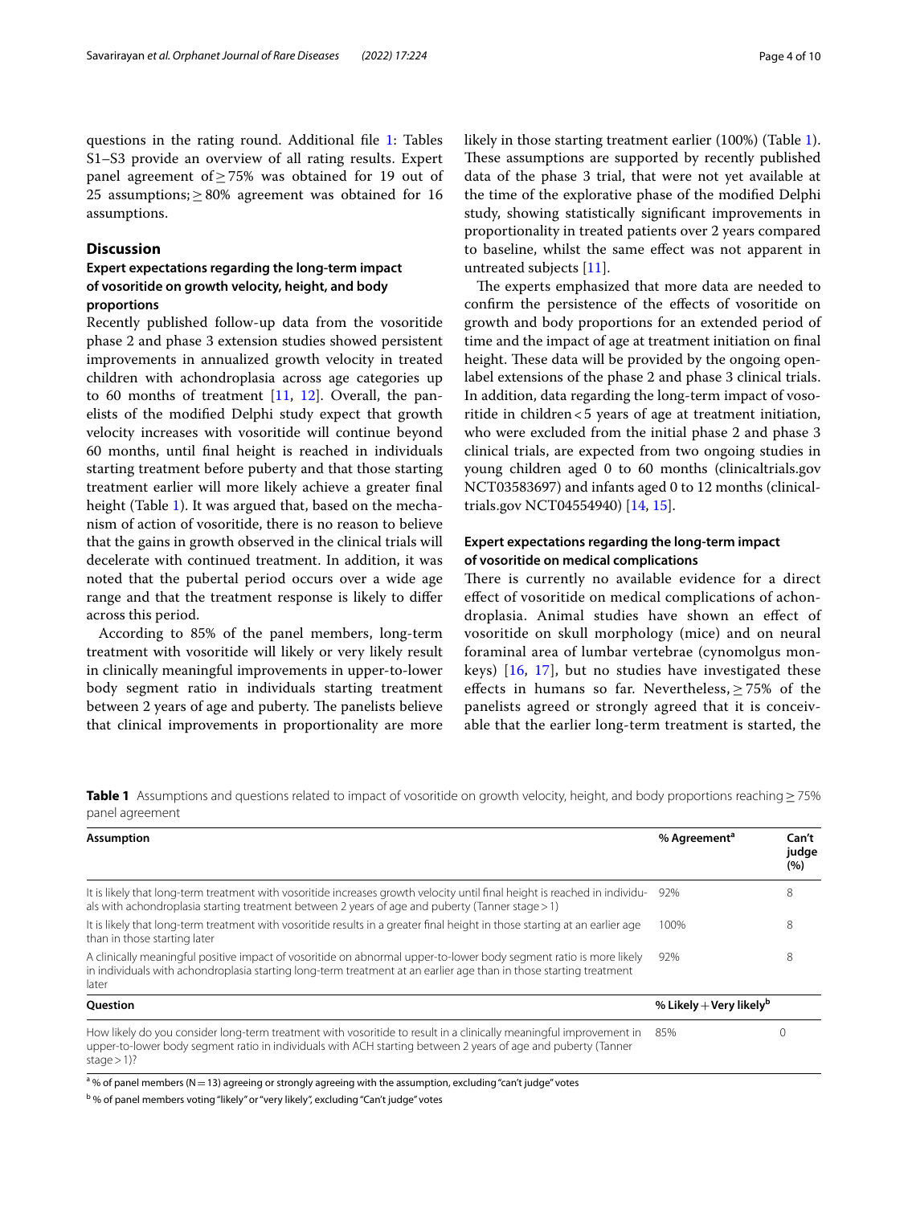questions in the rating round. Additional file 1: Tables S1–S3 provide an overview of all rating results. Expert panel agreement of ≥ 75% was obtained for 19 out of 25 assumptions; ≥ 80% agreement was obtained for 16 assumptions.

## Discussion

### Expert expectations regarding the long-term impact of vosoritide on growth velocity, height, and body proportions

Recently published follow-up data from the vosoritide phase 2 and phase 3 extension studies showed persistent improvements in annualized growth velocity in treated children with achondroplasia across age categories up to 60 months of treatment [11, 12]. Overall, the panelists of the modified Delphi study expect that growth velocity increases with vosoritide will continue beyond 60 months, until final height is reached in individuals starting treatment before puberty and that those starting treatment earlier will more likely achieve a greater final height (Table 1). It was argued that, based on the mechanism of action of vosoritide, there is no reason to believe that the gains in growth observed in the clinical trials will decelerate with continued treatment. In addition, it was noted that the pubertal period occurs over a wide age range and that the treatment response is likely to differ across this period.

According to 85% of the panel members, long-term treatment with vosoritide will likely or very likely result in clinically meaningful improvements in upper-to-lower body segment ratio in individuals starting treatment between 2 years of age and puberty. The panelists believe that clinical improvements in proportionality are more likely in those starting treatment earlier (100%) (Table 1). These assumptions are supported by recently published data of the phase 3 trial, that were not yet available at the time of the explorative phase of the modified Delphi study, showing statistically significant improvements in proportionality in treated patients over 2 years compared to baseline, whilst the same effect was not apparent in untreated subjects [11].

The experts emphasized that more data are needed to confirm the persistence of the effects of vosoritide on growth and body proportions for an extended period of time and the impact of age at treatment initiation on final height. These data will be provided by the ongoing open-label extensions of the phase 2 and phase 3 clinical trials. In addition, data regarding the long-term impact of vosoritide in children < 5 years of age at treatment initiation, who were excluded from the initial phase 2 and phase 3 clinical trials, are expected from two ongoing studies in young children aged 0 to 60 months (clinicaltrials.gov NCT03583697) and infants aged 0 to 12 months (clinicaltrials.gov NCT04554940) [14, 15].

### Expert expectations regarding the long-term impact of vosoritide on medical complications

There is currently no available evidence for a direct effect of vosoritide on medical complications of achondroplasia. Animal studies have shown an effect of vosoritide on skull morphology (mice) and on neural foraminal area of lumbar vertebrae (cynomolgus monkeys) [16, 17], but no studies have investigated these effects in humans so far. Nevertheless, ≥ 75% of the panelists agreed or strongly agreed that it is conceivable that the earlier long-term treatment is started, the

**Table 1** Assumptions and questions related to impact of vosoritide on growth velocity, height, and body proportions reaching ≥ 75% panel agreement

| Assumption | % Agreement[a] | Can't judge (%) |
|---|---|---|
| It is likely that long-term treatment with vosoritide increases growth velocity until final height is reached in individuals with achondroplasia starting treatment between 2 years of age and puberty (Tanner stage > 1) | 92% | 8 |
| It is likely that long-term treatment with vosoritide results in a greater final height in those starting at an earlier age than in those starting later | 100% | 8 |
| A clinically meaningful positive impact of vosoritide on abnormal upper-to-lower body segment ratio is more likely in individuals with achondroplasia starting long-term treatment at an earlier age than in those starting treatment later | 92% | 8 |
| **Question** | **% Likely + Very likely[b]** | |
| How likely do you consider long-term treatment with vosoritide to result in a clinically meaningful improvement in upper-to-lower body segment ratio in individuals with ACH starting between 2 years of age and puberty (Tanner stage > 1)? | 85% | 0 |

[a] % of panel members (N = 13) agreeing or strongly agreeing with the assumption, excluding "can't judge" votes

[b] % of panel members voting "likely" or "very likely", excluding "Can't judge" votes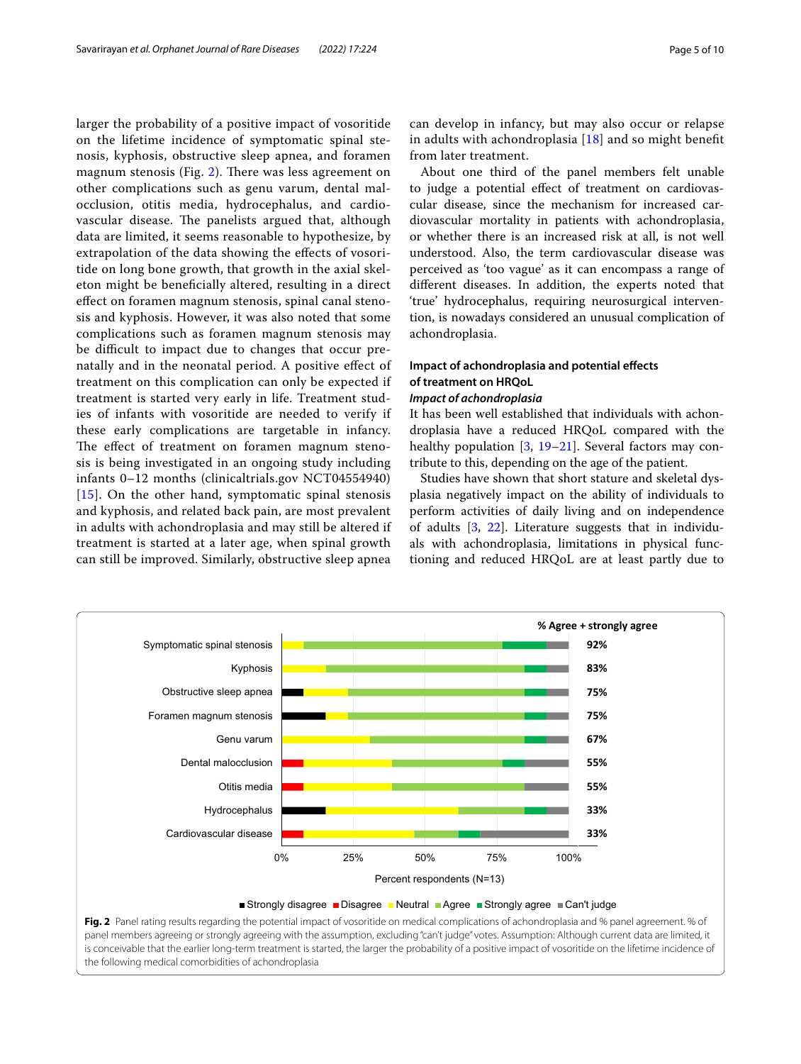larger the probability of a positive impact of vosoritide on the lifetime incidence of symptomatic spinal stenosis, kyphosis, obstructive sleep apnea, and foramen magnum stenosis (Fig. 2). There was less agreement on other complications such as genu varum, dental malocclusion, otitis media, hydrocephalus, and cardiovascular disease. The panelists argued that, although data are limited, it seems reasonable to hypothesize, by extrapolation of the data showing the effects of vosoritide on long bone growth, that growth in the axial skeleton might be beneficially altered, resulting in a direct effect on foramen magnum stenosis, spinal canal stenosis and kyphosis. However, it was also noted that some complications such as foramen magnum stenosis may be difficult to impact due to changes that occur prenatally and in the neonatal period. A positive effect of treatment on this complication can only be expected if treatment is started very early in life. Treatment studies of infants with vosoritide are needed to verify if these early complications are targetable in infancy. The effect of treatment on foramen magnum stenosis is being investigated in an ongoing study including infants 0–12 months (clinicaltrials.gov NCT04554940) [15]. On the other hand, symptomatic spinal stenosis and kyphosis, and related back pain, are most prevalent in adults with achondroplasia and may still be altered if treatment is started at a later age, when spinal growth can still be improved. Similarly, obstructive sleep apnea can develop in infancy, but may also occur or relapse in adults with achondroplasia [18] and so might benefit from later treatment.

About one third of the panel members felt unable to judge a potential effect of treatment on cardiovascular disease, since the mechanism for increased cardiovascular mortality in patients with achondroplasia, or whether there is an increased risk at all, is not well understood. Also, the term cardiovascular disease was perceived as 'too vague' as it can encompass a range of different diseases. In addition, the experts noted that 'true' hydrocephalus, requiring neurosurgical intervention, is nowadays considered an unusual complication of achondroplasia.

### Impact of achondroplasia and potential effects of treatment on HRQoL

#### *Impact of achondroplasia*

It has been well established that individuals with achondroplasia have a reduced HRQoL compared with the healthy population [3, 19–21]. Several factors may contribute to this, depending on the age of the patient.

Studies have shown that short stature and skeletal dysplasia negatively impact on the ability of individuals to perform activities of daily living and on independence of adults [3, 22]. Literature suggests that in individuals with achondroplasia, limitations in physical functioning and reduced HRQoL are at least partly due to

**Fig. 2** Panel rating results regarding the potential impact of vosoritide on medical complications of achondroplasia and % panel agreement. % of panel members agreeing or strongly agreeing with the assumption, excluding "can't judge" votes. Assumption: Although current data are limited, it is conceivable that the earlier long-term treatment is started, the larger the probability of a positive impact of vosoritide on the lifetime incidence of the following medical comorbidities of achondroplasia

| Complication | % Agree + strongly agree |
|---|---|
| Symptomatic spinal stenosis | 92% |
| Kyphosis | 83% |
| Obstructive sleep apnea | 75% |
| Foramen magnum stenosis | 75% |
| Genu varum | 67% |
| Dental malocclusion | 55% |
| Otitis media | 55% |
| Hydrocephalus | 33% |
| Cardiovascular disease | 33% |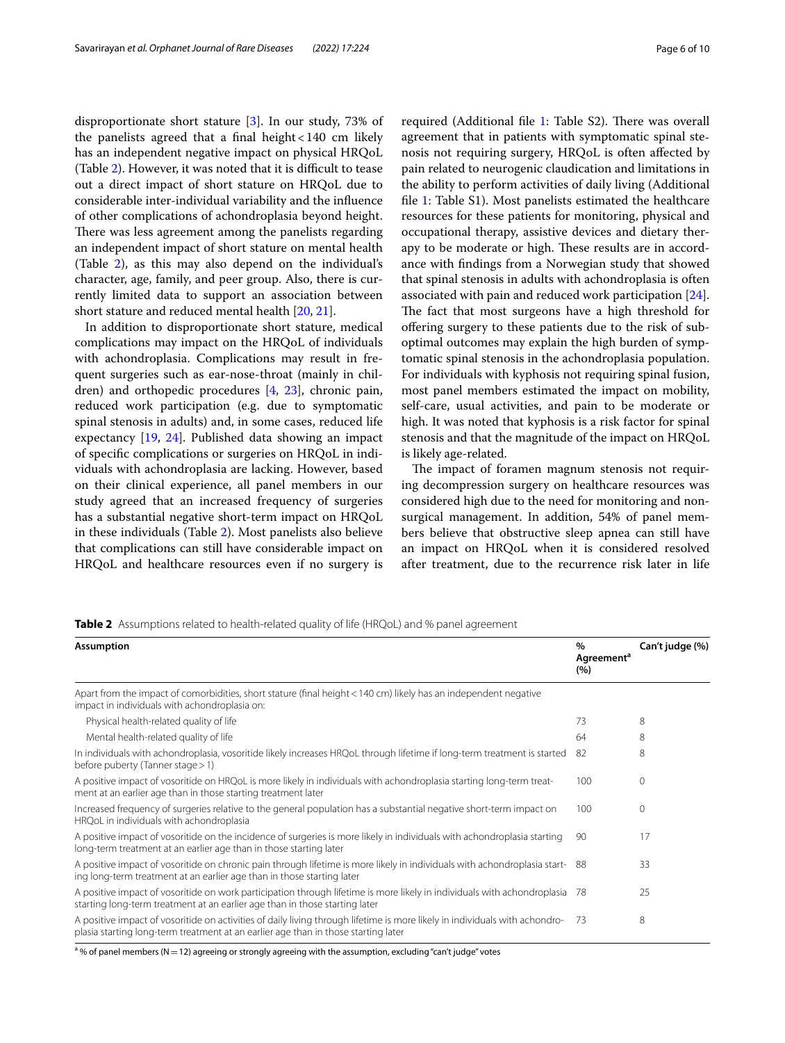disproportionate short stature [3]. In our study, 73% of the panelists agreed that a final height < 140 cm likely has an independent negative impact on physical HRQoL (Table 2). However, it was noted that it is difficult to tease out a direct impact of short stature on HRQoL due to considerable inter-individual variability and the influence of other complications of achondroplasia beyond height. There was less agreement among the panelists regarding an independent impact of short stature on mental health (Table 2), as this may also depend on the individual's character, age, family, and peer group. Also, there is currently limited data to support an association between short stature and reduced mental health [20, 21].

In addition to disproportionate short stature, medical complications may impact on the HRQoL of individuals with achondroplasia. Complications may result in frequent surgeries such as ear-nose-throat (mainly in children) and orthopedic procedures [4, 23], chronic pain, reduced work participation (e.g. due to symptomatic spinal stenosis in adults) and, in some cases, reduced life expectancy [19, 24]. Published data showing an impact of specific complications or surgeries on HRQoL in individuals with achondroplasia are lacking. However, based on their clinical experience, all panel members in our study agreed that an increased frequency of surgeries has a substantial negative short-term impact on HRQoL in these individuals (Table 2). Most panelists also believe that complications can still have considerable impact on HRQoL and healthcare resources even if no surgery is required (Additional file 1: Table S2). There was overall agreement that in patients with symptomatic spinal stenosis not requiring surgery, HRQoL is often affected by pain related to neurogenic claudication and limitations in the ability to perform activities of daily living (Additional file 1: Table S1). Most panelists estimated the healthcare resources for these patients for monitoring, physical and occupational therapy, assistive devices and dietary therapy to be moderate or high. These results are in accordance with findings from a Norwegian study that showed that spinal stenosis in adults with achondroplasia is often associated with pain and reduced work participation [24]. The fact that most surgeons have a high threshold for offering surgery to these patients due to the risk of suboptimal outcomes may explain the high burden of symptomatic spinal stenosis in the achondroplasia population. For individuals with kyphosis not requiring spinal fusion, most panel members estimated the impact on mobility, self-care, usual activities, and pain to be moderate or high. It was noted that kyphosis is a risk factor for spinal stenosis and that the magnitude of the impact on HRQoL is likely age-related.

The impact of foramen magnum stenosis not requiring decompression surgery on healthcare resources was considered high due to the need for monitoring and non-surgical management. In addition, 54% of panel members believe that obstructive sleep apnea can still have an impact on HRQoL when it is considered resolved after treatment, due to the recurrence risk later in life

**Table 2** Assumptions related to health-related quality of life (HRQoL) and % panel agreement

| Assumption | % Agreement[a] (%) | Can't judge (%) |
|---|---|---|
| Apart from the impact of comorbidities, short stature (final height < 140 cm) likely has an independent negative impact in individuals with achondroplasia on: | | |
| Physical health-related quality of life | 73 | 8 |
| Mental health-related quality of life | 64 | 8 |
| In individuals with achondroplasia, vosoritide likely increases HRQoL through lifetime if long-term treatment is started before puberty (Tanner stage > 1) | 82 | 8 |
| A positive impact of vosoritide on HRQoL is more likely in individuals with achondroplasia starting long-term treatment at an earlier age than in those starting treatment later | 100 | 0 |
| Increased frequency of surgeries relative to the general population has a substantial negative short-term impact on HRQoL in individuals with achondroplasia | 100 | 0 |
| A positive impact of vosoritide on the incidence of surgeries is more likely in individuals with achondroplasia starting long-term treatment at an earlier age than in those starting later | 90 | 17 |
| A positive impact of vosoritide on chronic pain through lifetime is more likely in individuals with achondroplasia starting long-term treatment at an earlier age than in those starting later | 88 | 33 |
| A positive impact of vosoritide on work participation through lifetime is more likely in individuals with achondroplasia starting long-term treatment at an earlier age than in those starting later | 78 | 25 |
| A positive impact of vosoritide on activities of daily living through lifetime is more likely in individuals with achondroplasia starting long-term treatment at an earlier age than in those starting later | 73 | 8 |

[a] % of panel members (N = 12) agreeing or strongly agreeing with the assumption, excluding "can't judge" votes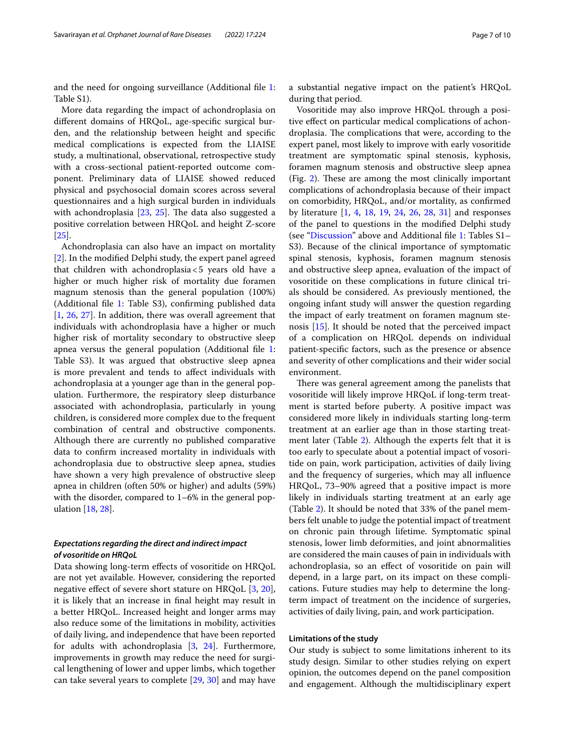and the need for ongoing surveillance (Additional file 1: Table S1).

More data regarding the impact of achondroplasia on different domains of HRQoL, age-specific surgical burden, and the relationship between height and specific medical complications is expected from the LIAISE study, a multinational, observational, retrospective study with a cross-sectional patient-reported outcome component. Preliminary data of LIAISE showed reduced physical and psychosocial domain scores across several questionnaires and a high surgical burden in individuals with achondroplasia [23, 25]. The data also suggested a positive correlation between HRQoL and height Z-score [25].

Achondroplasia can also have an impact on mortality [2]. In the modified Delphi study, the expert panel agreed that children with achondroplasia < 5 years old have a higher or much higher risk of mortality due foramen magnum stenosis than the general population (100%) (Additional file 1: Table S3), confirming published data [1, 26, 27]. In addition, there was overall agreement that individuals with achondroplasia have a higher or much higher risk of mortality secondary to obstructive sleep apnea versus the general population (Additional file 1: Table S3). It was argued that obstructive sleep apnea is more prevalent and tends to affect individuals with achondroplasia at a younger age than in the general population. Furthermore, the respiratory sleep disturbance associated with achondroplasia, particularly in young children, is considered more complex due to the frequent combination of central and obstructive components. Although there are currently no published comparative data to confirm increased mortality in individuals with achondroplasia due to obstructive sleep apnea, studies have shown a very high prevalence of obstructive sleep apnea in children (often 50% or higher) and adults (59%) with the disorder, compared to 1–6% in the general population [18, 28].

### Expectations regarding the direct and indirect impact of vosoritide on HRQoL

Data showing long-term effects of vosoritide on HRQoL are not yet available. However, considering the reported negative effect of severe short stature on HRQoL [3, 20], it is likely that an increase in final height may result in a better HRQoL. Increased height and longer arms may also reduce some of the limitations in mobility, activities of daily living, and independence that have been reported for adults with achondroplasia [3, 24]. Furthermore, improvements in growth may reduce the need for surgical lengthening of lower and upper limbs, which together can take several years to complete [29, 30] and may have a substantial negative impact on the patient's HRQoL during that period.

Vosoritide may also improve HRQoL through a positive effect on particular medical complications of achondroplasia. The complications that were, according to the expert panel, most likely to improve with early vosoritide treatment are symptomatic spinal stenosis, kyphosis, foramen magnum stenosis and obstructive sleep apnea (Fig. 2). These are among the most clinically important complications of achondroplasia because of their impact on comorbidity, HRQoL, and/or mortality, as confirmed by literature [1, 4, 18, 19, 24, 26, 28, 31] and responses of the panel to questions in the modified Delphi study (see "Discussion" above and Additional file 1: Tables S1–S3). Because of the clinical importance of symptomatic spinal stenosis, kyphosis, foramen magnum stenosis and obstructive sleep apnea, evaluation of the impact of vosoritide on these complications in future clinical trials should be considered. As previously mentioned, the ongoing infant study will answer the question regarding the impact of early treatment on foramen magnum stenosis [15]. It should be noted that the perceived impact of a complication on HRQoL depends on individual patient-specific factors, such as the presence or absence and severity of other complications and their wider social environment.

There was general agreement among the panelists that vosoritide will likely improve HRQoL if long-term treatment is started before puberty. A positive impact was considered more likely in individuals starting long-term treatment at an earlier age than in those starting treatment later (Table 2). Although the experts felt that it is too early to speculate about a potential impact of vosoritide on pain, work participation, activities of daily living and the frequency of surgeries, which may all influence HRQoL, 73–90% agreed that a positive impact is more likely in individuals starting treatment at an early age (Table 2). It should be noted that 33% of the panel members felt unable to judge the potential impact of treatment on chronic pain through lifetime. Symptomatic spinal stenosis, lower limb deformities, and joint abnormalities are considered the main causes of pain in individuals with achondroplasia, so an effect of vosoritide on pain will depend, in a large part, on its impact on these complications. Future studies may help to determine the long-term impact of treatment on the incidence of surgeries, activities of daily living, pain, and work participation.

### Limitations of the study

Our study is subject to some limitations inherent to its study design. Similar to other studies relying on expert opinion, the outcomes depend on the panel composition and engagement. Although the multidisciplinary expert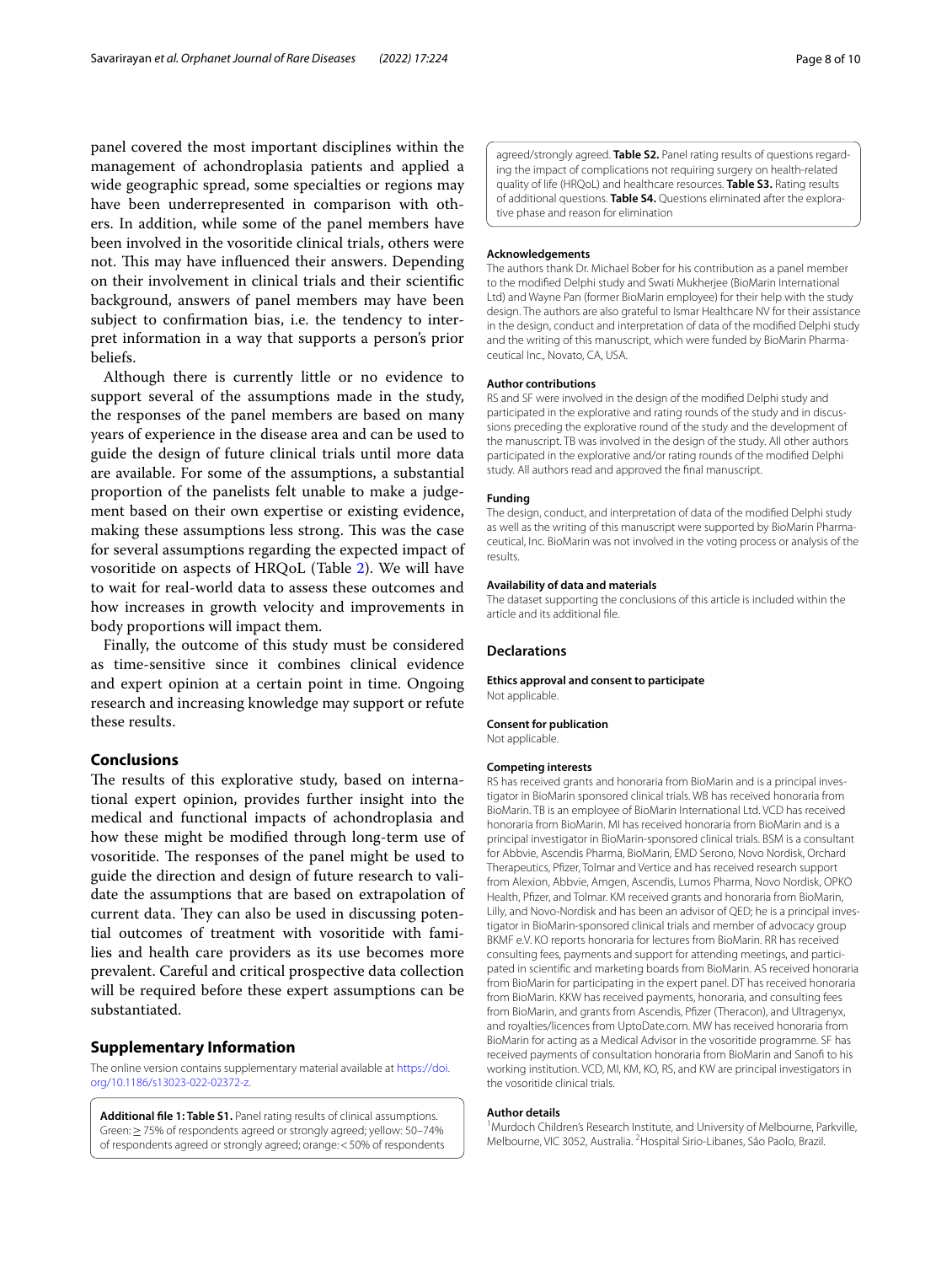panel covered the most important disciplines within the management of achondroplasia patients and applied a wide geographic spread, some specialties or regions may have been underrepresented in comparison with others. In addition, while some of the panel members have been involved in the vosoritide clinical trials, others were not. This may have influenced their answers. Depending on their involvement in clinical trials and their scientific background, answers of panel members may have been subject to confirmation bias, i.e. the tendency to interpret information in a way that supports a person's prior beliefs.

Although there is currently little or no evidence to support several of the assumptions made in the study, the responses of the panel members are based on many years of experience in the disease area and can be used to guide the design of future clinical trials until more data are available. For some of the assumptions, a substantial proportion of the panelists felt unable to make a judgement based on their own expertise or existing evidence, making these assumptions less strong. This was the case for several assumptions regarding the expected impact of vosoritide on aspects of HRQoL (Table 2). We will have to wait for real-world data to assess these outcomes and how increases in growth velocity and improvements in body proportions will impact them.

Finally, the outcome of this study must be considered as time-sensitive since it combines clinical evidence and expert opinion at a certain point in time. Ongoing research and increasing knowledge may support or refute these results.

## Conclusions

The results of this explorative study, based on international expert opinion, provides further insight into the medical and functional impacts of achondroplasia and how these might be modified through long-term use of vosoritide. The responses of the panel might be used to guide the direction and design of future research to validate the assumptions that are based on extrapolation of current data. They can also be used in discussing potential outcomes of treatment with vosoritide with families and health care providers as its use becomes more prevalent. Careful and critical prospective data collection will be required before these expert assumptions can be substantiated.

## Supplementary Information

The online version contains supplementary material available at https://doi.org/10.1186/s13023-022-02372-z.

**Additional file 1: Table S1.** Panel rating results of clinical assumptions. Green: ≥ 75% of respondents agreed or strongly agreed; yellow: 50–74% of respondents agreed or strongly agreed; orange: < 50% of respondents agreed/strongly agreed. **Table S2.** Panel rating results of questions regarding the impact of complications not requiring surgery on health-related quality of life (HRQoL) and healthcare resources. **Table S3.** Rating results of additional questions. **Table S4.** Questions eliminated after the explorative phase and reason for elimination

### Acknowledgements

The authors thank Dr. Michael Bober for his contribution as a panel member to the modified Delphi study and Swati Mukherjee (BioMarin International Ltd) and Wayne Pan (former BioMarin employee) for their help with the study design. The authors are also grateful to Ismar Healthcare NV for their assistance in the design, conduct and interpretation of data of the modified Delphi study and the writing of this manuscript, which were funded by BioMarin Pharmaceutical Inc., Novato, CA, USA.

### Author contributions

RS and SF were involved in the design of the modified Delphi study and participated in the explorative and rating rounds of the study and in discussions preceding the explorative round of the study and the development of the manuscript. TB was involved in the design of the study. All other authors participated in the explorative and/or rating rounds of the modified Delphi study. All authors read and approved the final manuscript.

### Funding

The design, conduct, and interpretation of data of the modified Delphi study as well as the writing of this manuscript were supported by BioMarin Pharmaceutical, Inc. BioMarin was not involved in the voting process or analysis of the results.

### Availability of data and materials

The dataset supporting the conclusions of this article is included within the article and its additional file.

## Declarations

### Ethics approval and consent to participate

Not applicable.

### Consent for publication

Not applicable.

### Competing interests

RS has received grants and honoraria from BioMarin and is a principal investigator in BioMarin sponsored clinical trials. WB has received honoraria from BioMarin. TB is an employee of BioMarin International Ltd. VCD has received honoraria from BioMarin. MI has received honoraria from BioMarin and is a principal investigator in BioMarin-sponsored clinical trials. BSM is a consultant for Abbvie, Ascendis Pharma, BioMarin, EMD Serono, Novo Nordisk, Orchard Therapeutics, Pfizer, Tolmar and Vertice and has received research support from Alexion, Abbvie, Amgen, Ascendis, Lumos Pharma, Novo Nordisk, OPKO Health, Pfizer, and Tolmar. KM received grants and honoraria from BioMarin, Lilly, and Novo-Nordisk and has been an advisor of QED; he is a principal investigator in BioMarin-sponsored clinical trials and member of advocacy group BKMF e.V. KO reports honoraria for lectures from BioMarin. RR has received consulting fees, payments and support for attending meetings, and participated in scientific and marketing boards from BioMarin. AS received honoraria from BioMarin for participating in the expert panel. DT has received honoraria from BioMarin. KKW has received payments, honoraria, and consulting fees from BioMarin, and grants from Ascendis, Pfizer (Theracon), and Ultragenyx, and royalties/licences from UptoDate.com. MW has received honoraria from BioMarin for acting as a Medical Advisor in the vosoritide programme. SF has received payments of consultation honoraria from BioMarin and Sanofi to his working institution. VCD, MI, KM, KO, RS, and KW are principal investigators in the vosoritide clinical trials.

### Author details

[1]Murdoch Children's Research Institute, and University of Melbourne, Parkville, Melbourne, VIC 3052, Australia. [2]Hospital Sirio-Libanes, São Paolo, Brazil.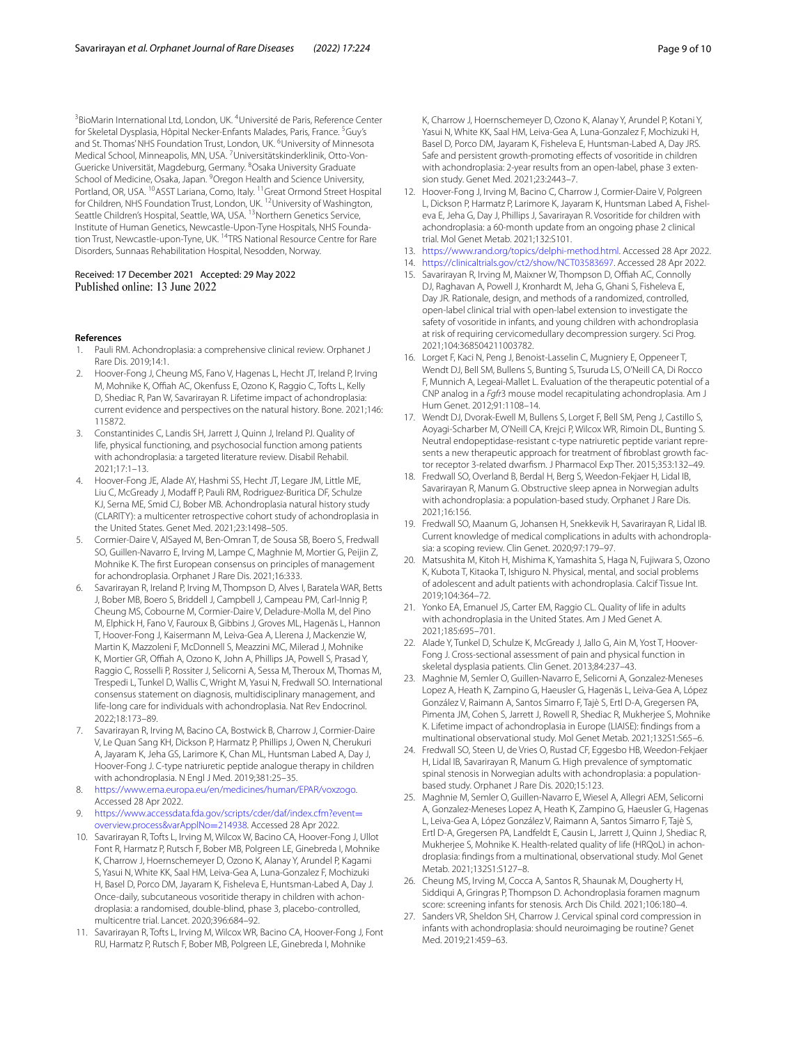[3]BioMarin International Ltd, London, UK. [4]Université de Paris, Reference Center for Skeletal Dysplasia, Hôpital Necker-Enfants Malades, Paris, France. [5]Guy's and St. Thomas' NHS Foundation Trust, London, UK. [6]University of Minnesota Medical School, Minneapolis, MN, USA. [7]Universitätskinderklinik, Otto-Von-Guericke Universität, Magdeburg, Germany. [8]Osaka University Graduate School of Medicine, Osaka, Japan. [9]Oregon Health and Science University, Portland, OR, USA. [10]ASST Lariana, Como, Italy. [11]Great Ormond Street Hospital for Children, NHS Foundation Trust, London, UK. [12]University of Washington, Seattle Children's Hospital, Seattle, WA, USA. [13]Northern Genetics Service, Institute of Human Genetics, Newcastle-Upon-Tyne Hospitals, NHS Foundation Trust, Newcastle-upon-Tyne, UK. [14]TRS National Resource Centre for Rare Disorders, Sunnaas Rehabilitation Hospital, Nesodden, Norway.

Received: 17 December 2021 Accepted: 29 May 2022
Published online: 13 June 2022

## References

1. Pauli RM. Achondroplasia: a comprehensive clinical review. Orphanet J Rare Dis. 2019;14:1.
2. Hoover-Fong J, Cheung MS, Fano V, Hagenas L, Hecht JT, Ireland P, Irving M, Mohnike K, Offiah AC, Okenfuss E, Ozono K, Raggio C, Tofts L, Kelly D, Shediac R, Pan W, Savarirayan R. Lifetime impact of achondroplasia: current evidence and perspectives on the natural history. Bone. 2021;146:115872.
3. Constantinides C, Landis SH, Jarrett J, Quinn J, Ireland PJ. Quality of life, physical functioning, and psychosocial function among patients with achondroplasia: a targeted literature review. Disabil Rehabil. 2021;17:1–13.
4. Hoover-Fong JE, Alade AY, Hashmi SS, Hecht JT, Legare JM, Little ME, Liu C, McGready J, Modaff P, Pauli RM, Rodriguez-Buritica DF, Schulze KJ, Serna ME, Smid CJ, Bober MB. Achondroplasia natural history study (CLARITY): a multicenter retrospective cohort study of achondroplasia in the United States. Genet Med. 2021;23:1498–505.
5. Cormier-Daire V, AlSayed M, Ben-Omran T, de Sousa SB, Boero S, Fredwall SO, Guillen-Navarro E, Irving M, Lampe C, Maghnie M, Mortier G, Peijin Z, Mohnike K. The first European consensus on principles of management for achondroplasia. Orphanet J Rare Dis. 2021;16:333.
6. Savarirayan R, Ireland P, Irving M, Thompson D, Alves I, Baratela WAR, Betts J, Bober MB, Boero S, Briddell J, Campbell J, Campeau PM, Carl-Innig P, Cheung MS, Cobourne M, Cormier-Daire V, Deladure-Molla M, del Pino M, Elphick H, Fano V, Fauroux B, Gibbins J, Groves ML, Hagenäs L, Hannon T, Hoover-Fong J, Kaisermann M, Leiva-Gea A, Llerena J, Mackenzie W, Martin K, Mazzoleni F, McDonnell S, Meazzini MC, Milerad J, Mohnike K, Mortier GR, Offiah A, Ozono K, John A, Phillips JA, Powell S, Prasad Y, Raggio C, Rosselli P, Rossiter J, Selicorni A, Sessa M, Theroux M, Thomas M, Trespedi L, Tunkel D, Wallis C, Wright M, Yasui N, Fredwall SO. International consensus statement on diagnosis, multidisciplinary management, and life-long care for individuals with achondroplasia. Nat Rev Endocrinol. 2022;18:173–89.
7. Savarirayan R, Irving M, Bacino CA, Bostwick B, Charrow J, Cormier-Daire V, Le Quan Sang KH, Dickson P, Harmatz P, Phillips J, Owen N, Cherukuri A, Jayaram K, Jeha GS, Larimore K, Chan ML, Huntsman Labed A, Day J, Hoover-Fong J. C-type natriuretic peptide analogue therapy in children with achondroplasia. N Engl J Med. 2019;381:25–35.
8. https://www.ema.europa.eu/en/medicines/human/EPAR/voxzogo. Accessed 28 Apr 2022.
9. https://www.accessdata.fda.gov/scripts/cder/daf/index.cfm?event=overview.process&varApplNo=214938. Accessed 28 Apr 2022.
10. Savarirayan R, Tofts L, Irving M, Wilcox W, Bacino CA, Hoover-Fong J, Ullot Font R, Harmatz P, Rutsch F, Bober MB, Polgreen LE, Ginebreda I, Mohnike K, Charrow J, Hoernschemeyer D, Ozono K, Alanay Y, Arundel P, Kagami S, Yasui N, White KK, Saal HM, Leiva-Gea A, Luna-Gonzalez F, Mochizuki H, Basel D, Porco DM, Jayaram K, Fisheleva E, Huntsman-Labed A, Day J. Once-daily, subcutaneous vosoritide therapy in children with achondroplasia: a randomised, double-blind, phase 3, placebo-controlled, multicentre trial. Lancet. 2020;396:684–92.
11. Savarirayan R, Tofts L, Irving M, Wilcox WR, Bacino CA, Hoover-Fong J, Font RU, Harmatz P, Rutsch F, Bober MB, Polgreen LE, Ginebreda I, Mohnike K, Charrow J, Hoernschemeyer D, Ozono K, Alanay Y, Arundel P, Kotani Y, Yasui N, White KK, Saal HM, Leiva-Gea A, Luna-Gonzalez F, Mochizuki H, Basel D, Porco DM, Jayaram K, Fisheleva E, Huntsman-Labed A, Day JRS. Safe and persistent growth-promoting effects of vosoritide in children with achondroplasia: 2-year results from an open-label, phase 3 extension study. Genet Med. 2021;23:2443–7.
12. Hoover-Fong J, Irving M, Bacino C, Charrow J, Cormier-Daire V, Polgreen L, Dickson P, Harmatz P, Larimore K, Jayaram K, Huntsman Labed A, Fisheleva E, Jeha G, Day J, Phillips J, Savarirayan R. Vosoritide for children with achondroplasia: a 60-month update from an ongoing phase 2 clinical trial. Mol Genet Metab. 2021;132:S101.
13. https://www.rand.org/topics/delphi-method.html. Accessed 28 Apr 2022.
14. https://clinicaltrials.gov/ct2/show/NCT03583697. Accessed 28 Apr 2022.
15. Savarirayan R, Irving M, Maixner W, Thompson D, Offiah AC, Connolly DJ, Raghavan A, Powell J, Kronhardt M, Jeha G, Ghani S, Fisheleva E, Day JR. Rationale, design, and methods of a randomized, controlled, open-label clinical trial with open-label extension to investigate the safety of vosoritide in infants, and young children with achondroplasia at risk of requiring cervicomedullary decompression surgery. Sci Prog. 2021;104:368504211003782.
16. Lorget F, Kaci N, Peng J, Benoist-Lasselin C, Mugniery E, Oppeneer T, Wendt DJ, Bell SM, Bullens S, Bunting S, Tsuruda LS, O'Neill CA, Di Rocco F, Munnich A, Legeai-Mallet L. Evaluation of the therapeutic potential of a CNP analog in a *Fgfr3* mouse model recapitulating achondroplasia. Am J Hum Genet. 2012;91:1108–14.
17. Wendt DJ, Dvorak-Ewell M, Bullens S, Lorget F, Bell SM, Peng J, Castillo S, Aoyagi-Scharber M, O'Neill CA, Krejci P, Wilcox WR, Rimoin DL, Bunting S. Neutral endopeptidase-resistant c-type natriuretic peptide variant represents a new therapeutic approach for treatment of fibroblast growth factor receptor 3-related dwarfism. J Pharmacol Exp Ther. 2015;353:132–49.
18. Fredwall SO, Overland B, Berdal H, Berg S, Weedon-Fekjaer H, Lidal IB, Savarirayan R, Manum G. Obstructive sleep apnea in Norwegian adults with achondroplasia: a population-based study. Orphanet J Rare Dis. 2021;16:156.
19. Fredwall SO, Maanum G, Johansen H, Snekkevik H, Savarirayan R, Lidal IB. Current knowledge of medical complications in adults with achondroplasia: a scoping review. Clin Genet. 2020;97:179–97.
20. Matsushita M, Kitoh H, Mishima K, Yamashita S, Haga N, Fujiwara S, Ozono K, Kubota T, Kitaoka T, Ishiguro N. Physical, mental, and social problems of adolescent and adult patients with achondroplasia. Calcif Tissue Int. 2019;104:364–72.
21. Yonko EA, Emanuel JS, Carter EM, Raggio CL. Quality of life in adults with achondroplasia in the United States. Am J Med Genet A. 2021;185:695–701.
22. Alade Y, Tunkel D, Schulze K, McGready J, Jallo G, Ain M, Yost T, Hoover-Fong J. Cross-sectional assessment of pain and physical function in skeletal dysplasia patients. Clin Genet. 2013;84:237–43.
23. Maghnie M, Semler O, Guillen-Navarro E, Selicorni A, Gonzalez-Meneses Lopez A, Heath K, Zampino G, Haeusler G, Hagenäs L, Leiva-Gea A, López González V, Raimann A, Santos Simarro F, Tajè S, Ertl D-A, Gregersen PA, Pimenta JM, Cohen S, Jarrett J, Rowell R, Shediac R, Mukherjee S, Mohnike K. Lifetime impact of achondroplasia in Europe (LIAISE): findings from a multinational observational study. Mol Genet Metab. 2021;132S1:S65–6.
24. Fredwall SO, Steen U, de Vries O, Rustad CF, Eggesbo HB, Weedon-Fekjaer H, Lidal IB, Savarirayan R, Manum G. High prevalence of symptomatic spinal stenosis in Norwegian adults with achondroplasia: a population-based study. Orphanet J Rare Dis. 2020;15:123.
25. Maghnie M, Semler O, Guillen-Navarro E, Wiesel A, Allegri AEM, Selicorni A, Gonzalez-Meneses Lopez A, Heath K, Zampino G, Haeusler G, Hagenas L, Leiva-Gea A, López González V, Raimann A, Santos Simarro F, Tajè S, Ertl D-A, Gregersen PA, Landfeldt E, Causin L, Jarrett J, Quinn J, Shediac R, Mukherjee S, Mohnike K. Health-related quality of life (HRQoL) in achondroplasia: findings from a multinational, observational study. Mol Genet Metab. 2021;132S1:S127–8.
26. Cheung MS, Irving M, Cocca A, Santos R, Shaunak M, Dougherty H, Siddiqui A, Gringras P, Thompson D. Achondroplasia foramen magnum score: screening infants for stenosis. Arch Dis Child. 2021;106:180–4.
27. Sanders VR, Sheldon SH, Charrow J. Cervical spinal cord compression in infants with achondroplasia: should neuroimaging be routine? Genet Med. 2019;21:459–63.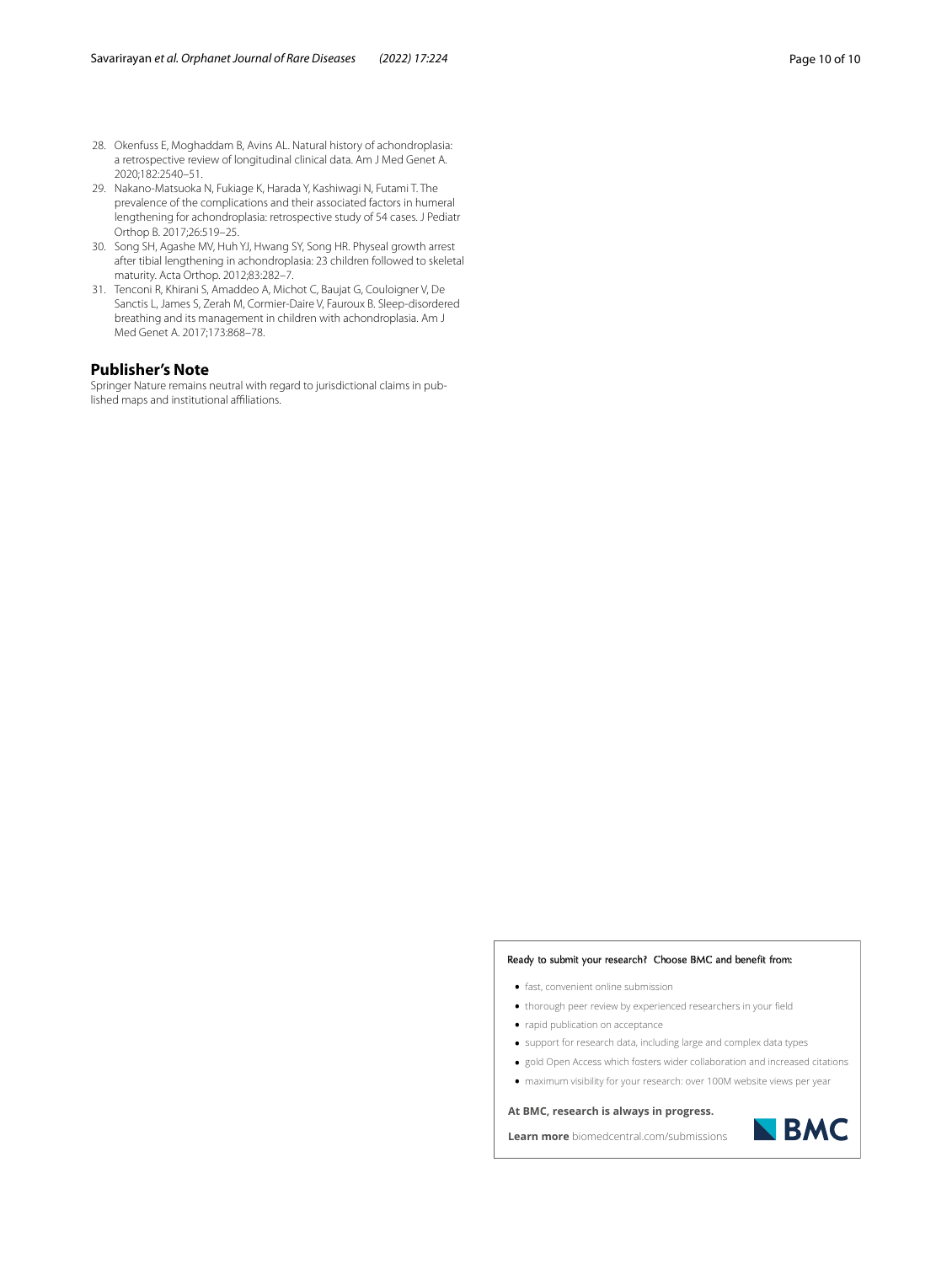28. Okenfuss E, Moghaddam B, Avins AL. Natural history of achondroplasia: a retrospective review of longitudinal clinical data. Am J Med Genet A. 2020;182:2540–51.
29. Nakano-Matsuoka N, Fukiage K, Harada Y, Kashiwagi N, Futami T. The prevalence of the complications and their associated factors in humeral lengthening for achondroplasia: retrospective study of 54 cases. J Pediatr Orthop B. 2017;26:519–25.
30. Song SH, Agashe MV, Huh YJ, Hwang SY, Song HR. Physeal growth arrest after tibial lengthening in achondroplasia: 23 children followed to skeletal maturity. Acta Orthop. 2012;83:282–7.
31. Tenconi R, Khirani S, Amaddeo A, Michot C, Baujat G, Couloigner V, De Sanctis L, James S, Zerah M, Cormier-Daire V, Fauroux B. Sleep-disordered breathing and its management in children with achondroplasia. Am J Med Genet A. 2017;173:868–78.

## Publisher's Note

Springer Nature remains neutral with regard to jurisdictional claims in published maps and institutional affiliations.

Ready to submit your research? Choose BMC and benefit from:

- fast, convenient online submission
- thorough peer review by experienced researchers in your field
- rapid publication on acceptance
- support for research data, including large and complex data types
- gold Open Access which fosters wider collaboration and increased citations
- maximum visibility for your research: over 100M website views per year

**At BMC, research is always in progress.**

**Learn more** biomedcentral.com/submissions

BMC